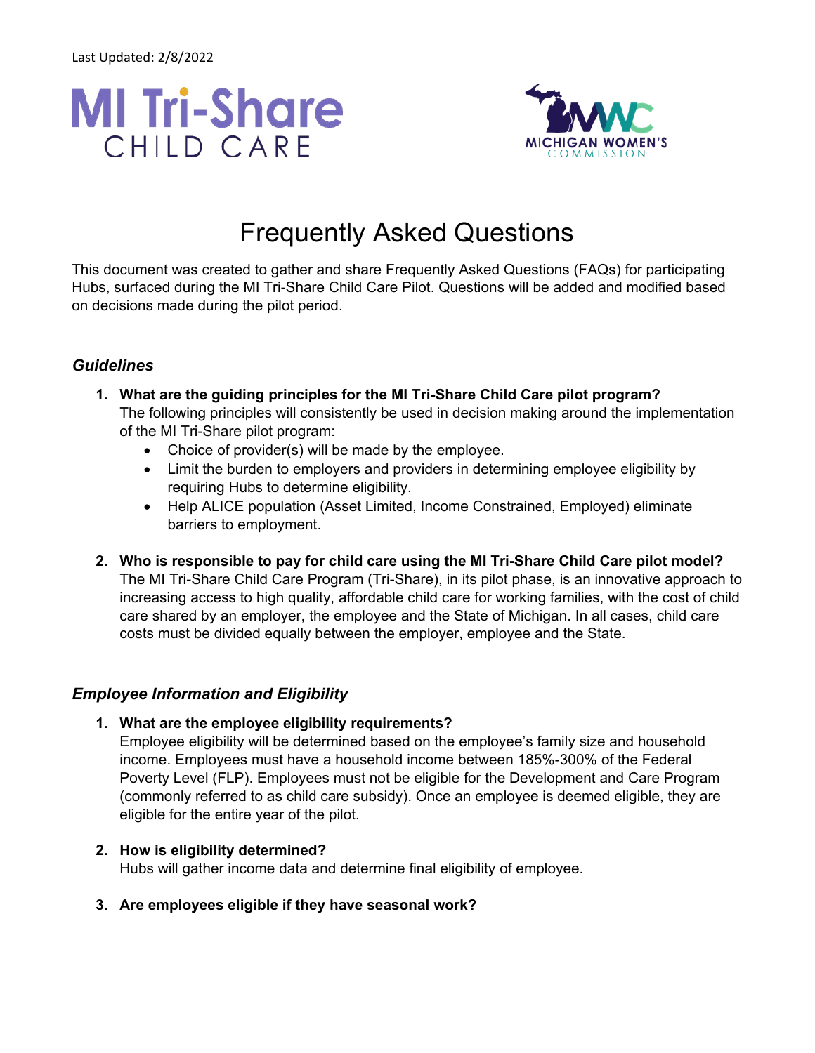Last Updated: 2/8/2022

MI Tri-Share CHILD CARE

MICHIGAN WOMEN'S COMMISSION

# Frequently Asked Questions

This document was created to gather and share Frequently Asked Questions (FAQs) for participating Hubs, surfaced during the MI Tri-Share Child Care Pilot. Questions will be added and modified based on decisions made during the pilot period.

## *Guidelines*

1. **What are the guiding principles for the MI Tri-Share Child Care pilot program?**
   The following principles will consistently be used in decision making around the implementation of the MI Tri-Share pilot program:
   - Choice of provider(s) will be made by the employee.
   - Limit the burden to employers and providers in determining employee eligibility by requiring Hubs to determine eligibility.
   - Help ALICE population (Asset Limited, Income Constrained, Employed) eliminate barriers to employment.

2. **Who is responsible to pay for child care using the MI Tri-Share Child Care pilot model?**
   The MI Tri-Share Child Care Program (Tri-Share), in its pilot phase, is an innovative approach to increasing access to high quality, affordable child care for working families, with the cost of child care shared by an employer, the employee and the State of Michigan. In all cases, child care costs must be divided equally between the employer, employee and the State.

## *Employee Information and Eligibility*

1. **What are the employee eligibility requirements?**
   Employee eligibility will be determined based on the employee's family size and household income. Employees must have a household income between 185%-300% of the Federal Poverty Level (FLP). Employees must not be eligible for the Development and Care Program (commonly referred to as child care subsidy). Once an employee is deemed eligible, they are eligible for the entire year of the pilot.

2. **How is eligibility determined?**
   Hubs will gather income data and determine final eligibility of employee.

3. **Are employees eligible if they have seasonal work?**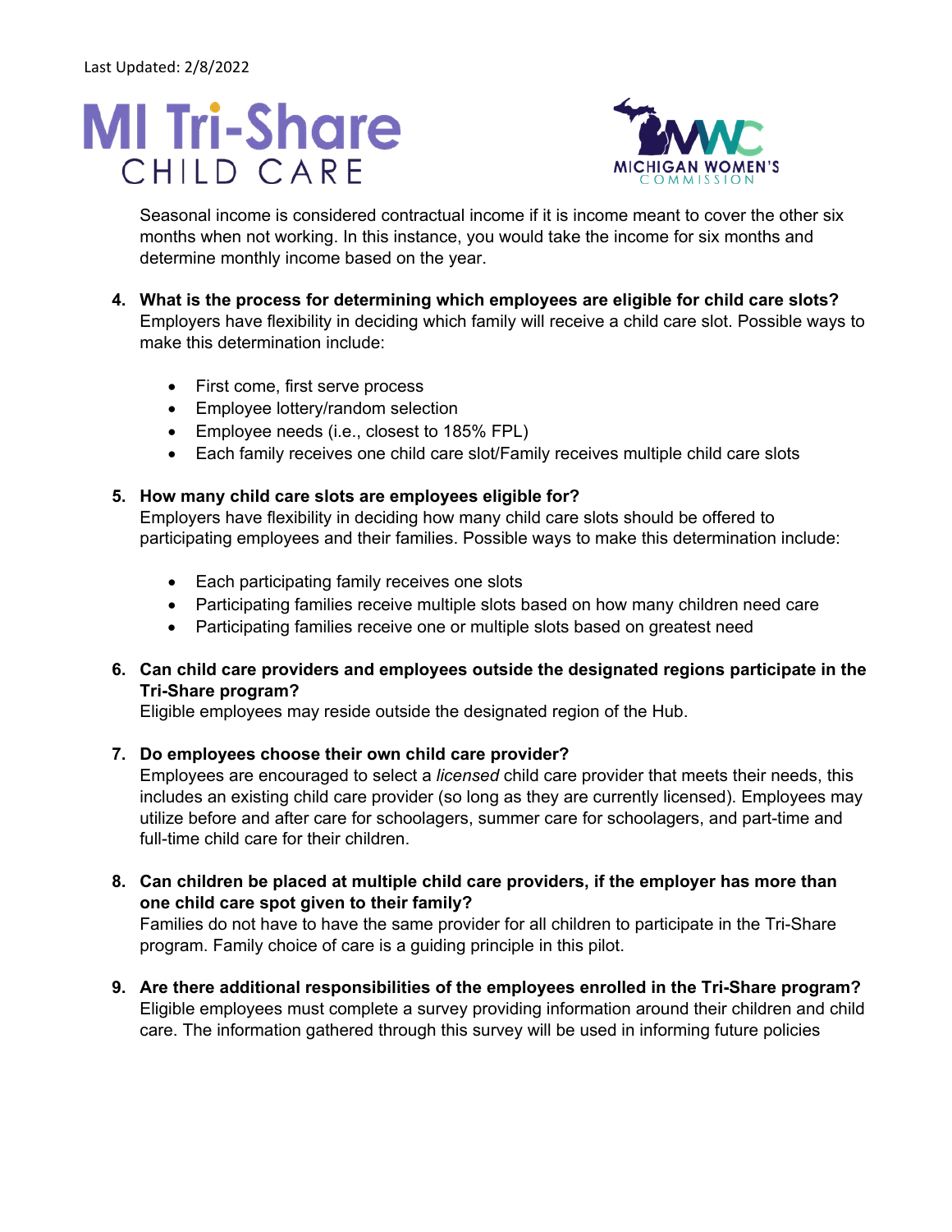Seasonal income is considered contractual income if it is income meant to cover the other six months when not working. In this instance, you would take the income for six months and determine monthly income based on the year.

4. **What is the process for determining which employees are eligible for child care slots?**
   Employers have flexibility in deciding which family will receive a child care slot. Possible ways to make this determination include:

   - First come, first serve process
   - Employee lottery/random selection
   - Employee needs (i.e., closest to 185% FPL)
   - Each family receives one child care slot/Family receives multiple child care slots

5. **How many child care slots are employees eligible for?**
   Employers have flexibility in deciding how many child care slots should be offered to participating employees and their families. Possible ways to make this determination include:

   - Each participating family receives one slots
   - Participating families receive multiple slots based on how many children need care
   - Participating families receive one or multiple slots based on greatest need

6. **Can child care providers and employees outside the designated regions participate in the Tri-Share program?**
   Eligible employees may reside outside the designated region of the Hub.

7. **Do employees choose their own child care provider?**
   Employees are encouraged to select a *licensed* child care provider that meets their needs, this includes an existing child care provider (so long as they are currently licensed). Employees may utilize before and after care for schoolagers, summer care for schoolagers, and part-time and full-time child care for their children.

8. **Can children be placed at multiple child care providers, if the employer has more than one child care spot given to their family?**
   Families do not have to have the same provider for all children to participate in the Tri-Share program. Family choice of care is a guiding principle in this pilot.

9. **Are there additional responsibilities of the employees enrolled in the Tri-Share program?**
   Eligible employees must complete a survey providing information around their children and child care. The information gathered through this survey will be used in informing future policies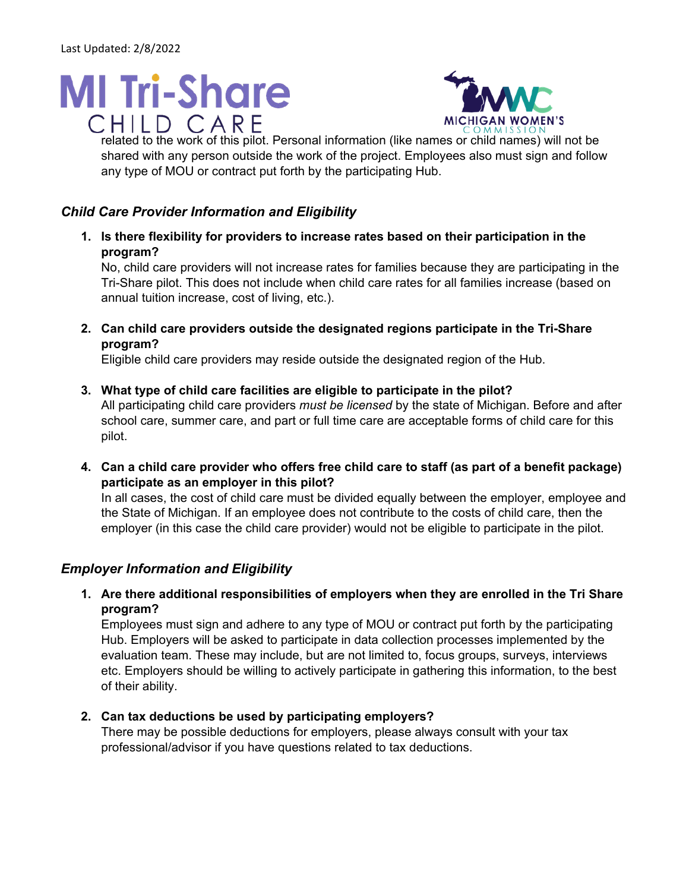related to the work of this pilot. Personal information (like names or child names) will not be shared with any person outside the work of the project. Employees also must sign and follow any type of MOU or contract put forth by the participating Hub.

### *Child Care Provider Information and Eligibility*

1. **Is there flexibility for providers to increase rates based on their participation in the program?**
   No, child care providers will not increase rates for families because they are participating in the Tri-Share pilot. This does not include when child care rates for all families increase (based on annual tuition increase, cost of living, etc.).

2. **Can child care providers outside the designated regions participate in the Tri-Share program?**
   Eligible child care providers may reside outside the designated region of the Hub.

3. **What type of child care facilities are eligible to participate in the pilot?**
   All participating child care providers *must be licensed* by the state of Michigan. Before and after school care, summer care, and part or full time care are acceptable forms of child care for this pilot.

4. **Can a child care provider who offers free child care to staff (as part of a benefit package) participate as an employer in this pilot?**
   In all cases, the cost of child care must be divided equally between the employer, employee and the State of Michigan. If an employee does not contribute to the costs of child care, then the employer (in this case the child care provider) would not be eligible to participate in the pilot.

### *Employer Information and Eligibility*

1. **Are there additional responsibilities of employers when they are enrolled in the Tri Share program?**
   Employees must sign and adhere to any type of MOU or contract put forth by the participating Hub. Employers will be asked to participate in data collection processes implemented by the evaluation team. These may include, but are not limited to, focus groups, surveys, interviews etc. Employers should be willing to actively participate in gathering this information, to the best of their ability.

2. **Can tax deductions be used by participating employers?**
   There may be possible deductions for employers, please always consult with your tax professional/advisor if you have questions related to tax deductions.